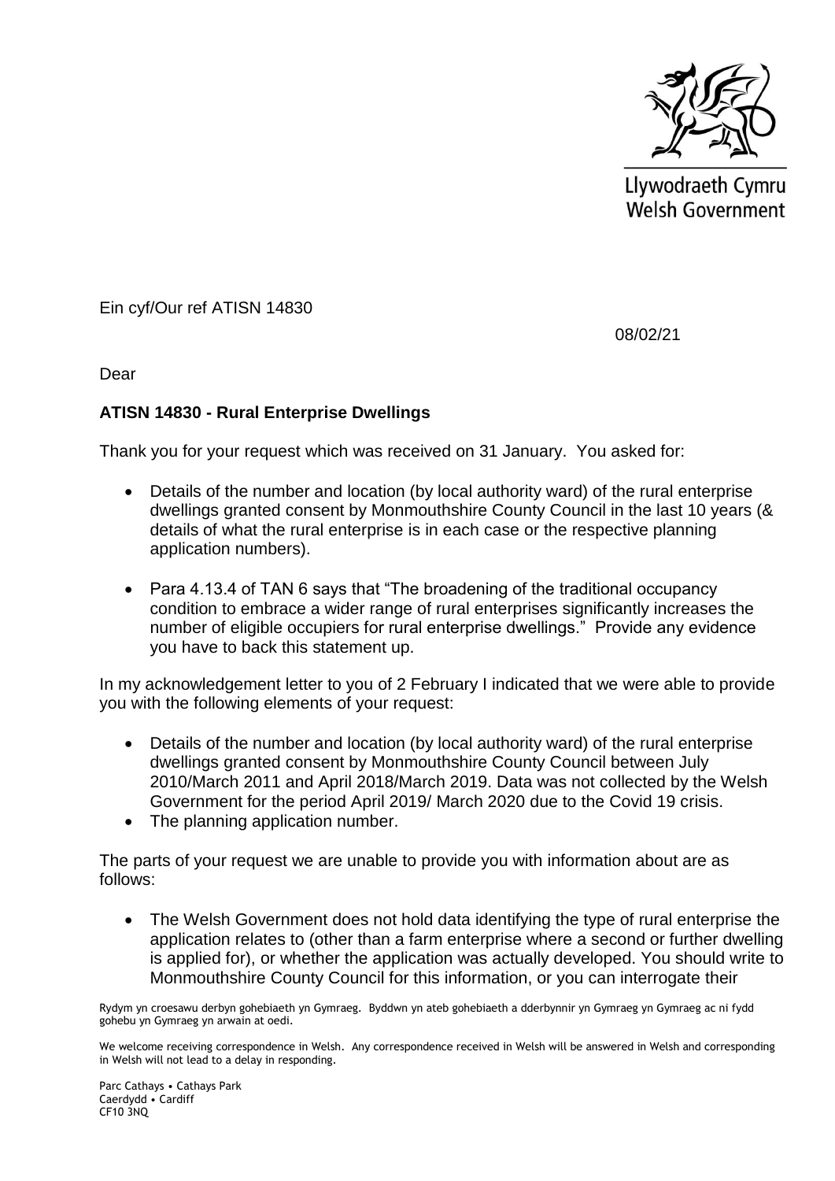Llywodraeth Cymru
Welsh Government

Ein cyf/Our ref ATISN 14830

08/02/21

Dear

**ATISN 14830 - Rural Enterprise Dwellings**

Thank you for your request which was received on 31 January. You asked for:

- Details of the number and location (by local authority ward) of the rural enterprise dwellings granted consent by Monmouthshire County Council in the last 10 years (& details of what the rural enterprise is in each case or the respective planning application numbers).
- Para 4.13.4 of TAN 6 says that "The broadening of the traditional occupancy condition to embrace a wider range of rural enterprises significantly increases the number of eligible occupiers for rural enterprise dwellings." Provide any evidence you have to back this statement up.

In my acknowledgement letter to you of 2 February I indicated that we were able to provide you with the following elements of your request:

- Details of the number and location (by local authority ward) of the rural enterprise dwellings granted consent by Monmouthshire County Council between July 2010/March 2011 and April 2018/March 2019. Data was not collected by the Welsh Government for the period April 2019/ March 2020 due to the Covid 19 crisis.
- The planning application number.

The parts of your request we are unable to provide you with information about are as follows:

- The Welsh Government does not hold data identifying the type of rural enterprise the application relates to (other than a farm enterprise where a second or further dwelling is applied for), or whether the application was actually developed. You should write to Monmouthshire County Council for this information, or you can interrogate their

Rydym yn croesawu derbyn gohebiaeth yn Gymraeg. Byddwn yn ateb gohebiaeth a dderbynnir yn Gymraeg yn Gymraeg ac ni fydd gohebu yn Gymraeg yn arwain at oedi.

We welcome receiving correspondence in Welsh. Any correspondence received in Welsh will be answered in Welsh and corresponding in Welsh will not lead to a delay in responding.

Parc Cathays • Cathays Park
Caerdydd • Cardiff
CF10 3NQ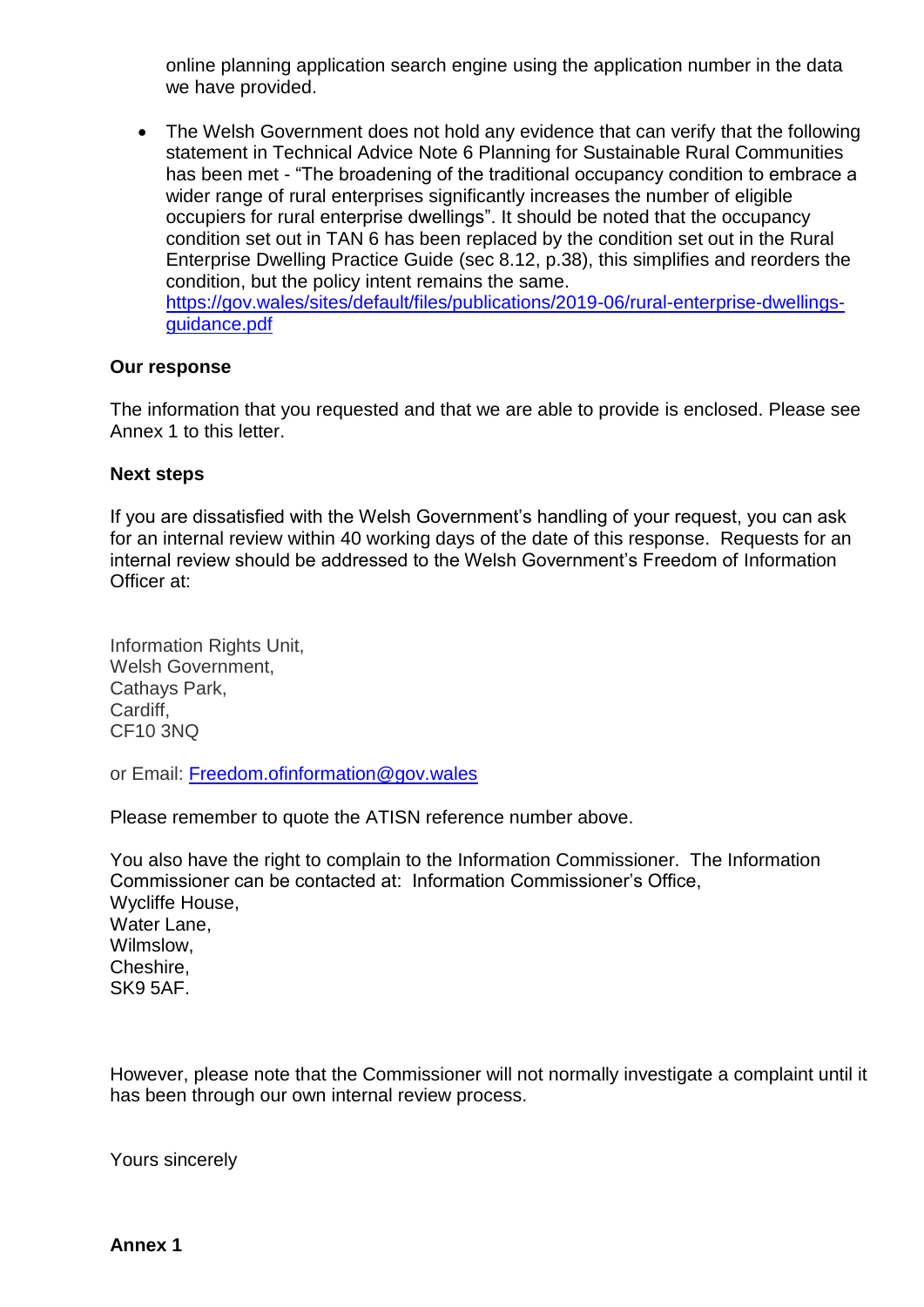online planning application search engine using the application number in the data we have provided.

- The Welsh Government does not hold any evidence that can verify that the following statement in Technical Advice Note 6 Planning for Sustainable Rural Communities has been met - "The broadening of the traditional occupancy condition to embrace a wider range of rural enterprises significantly increases the number of eligible occupiers for rural enterprise dwellings". It should be noted that the occupancy condition set out in TAN 6 has been replaced by the condition set out in the Rural Enterprise Dwelling Practice Guide (sec 8.12, p.38), this simplifies and reorders the condition, but the policy intent remains the same. https://gov.wales/sites/default/files/publications/2019-06/rural-enterprise-dwellings-guidance.pdf

**Our response**

The information that you requested and that we are able to provide is enclosed. Please see Annex 1 to this letter.

**Next steps**

If you are dissatisfied with the Welsh Government's handling of your request, you can ask for an internal review within 40 working days of the date of this response. Requests for an internal review should be addressed to the Welsh Government's Freedom of Information Officer at:

Information Rights Unit,
Welsh Government,
Cathays Park,
Cardiff,
CF10 3NQ

or Email: Freedom.ofinformation@gov.wales

Please remember to quote the ATISN reference number above.

You also have the right to complain to the Information Commissioner. The Information Commissioner can be contacted at: Information Commissioner's Office,
Wycliffe House,
Water Lane,
Wilmslow,
Cheshire,
SK9 5AF.

However, please note that the Commissioner will not normally investigate a complaint until it has been through our own internal review process.

Yours sincerely

**Annex 1**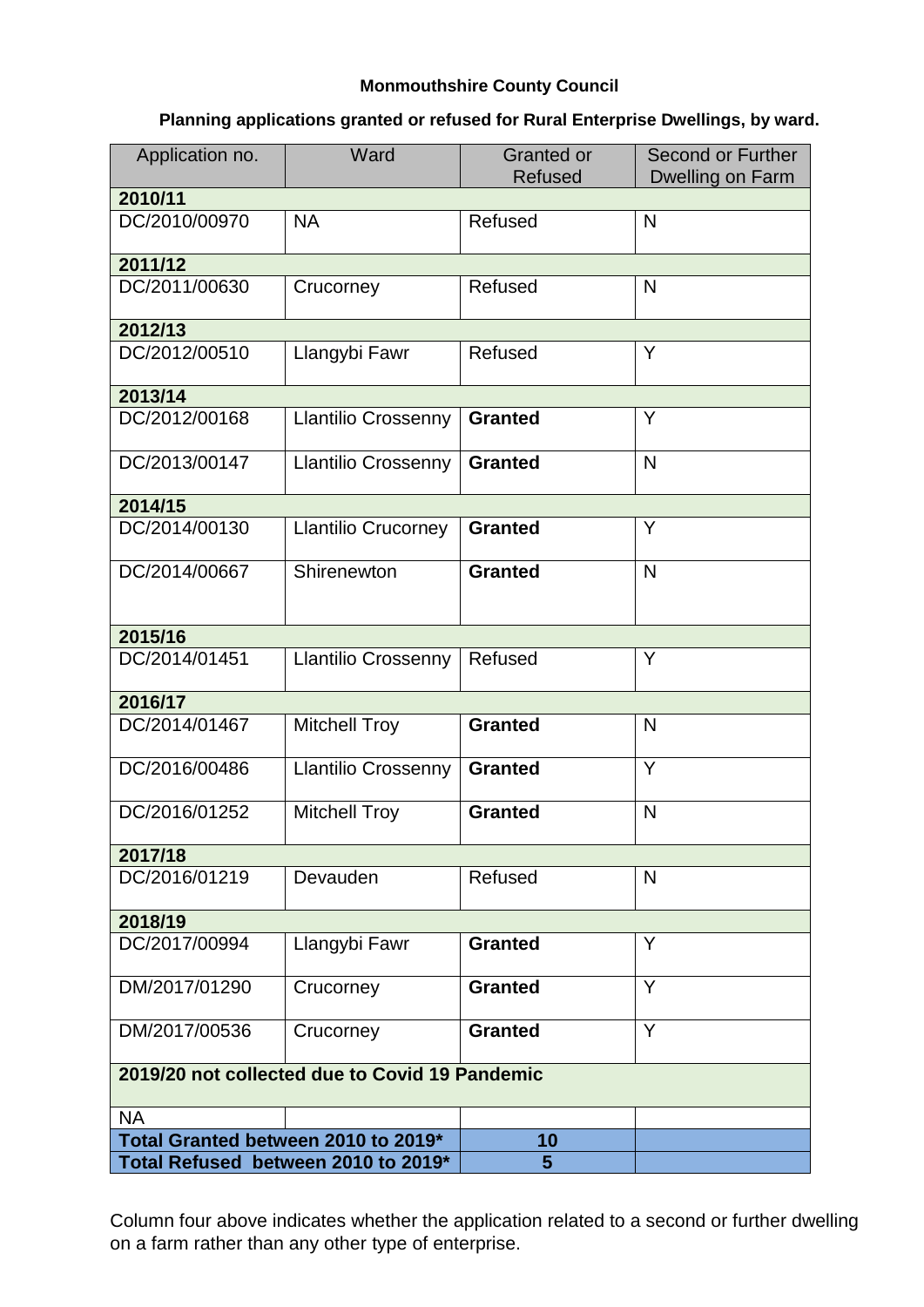**Monmouthshire County Council**

**Planning applications granted or refused for Rural Enterprise Dwellings, by ward.**

| Application no. | Ward | Granted or Refused | Second or Further Dwelling on Farm |
|---|---|---|---|
| **2010/11** | | | |
| DC/2010/00970 | NA | Refused | N |
| **2011/12** | | | |
| DC/2011/00630 | Crucorney | Refused | N |
| **2012/13** | | | |
| DC/2012/00510 | Llangybi Fawr | Refused | Y |
| **2013/14** | | | |
| DC/2012/00168 | Llantilio Crossenny | **Granted** | Y |
| DC/2013/00147 | Llantilio Crossenny | **Granted** | N |
| **2014/15** | | | |
| DC/2014/00130 | Llantilio Crucorney | **Granted** | Y |
| DC/2014/00667 | Shirenewton | **Granted** | N |
| **2015/16** | | | |
| DC/2014/01451 | Llantilio Crossenny | Refused | Y |
| **2016/17** | | | |
| DC/2014/01467 | Mitchell Troy | **Granted** | N |
| DC/2016/00486 | Llantilio Crossenny | **Granted** | Y |
| DC/2016/01252 | Mitchell Troy | **Granted** | N |
| **2017/18** | | | |
| DC/2016/01219 | Devauden | Refused | N |
| **2018/19** | | | |
| DC/2017/00994 | Llangybi Fawr | **Granted** | Y |
| DM/2017/01290 | Crucorney | **Granted** | Y |
| DM/2017/00536 | Crucorney | **Granted** | Y |
| **2019/20 not collected due to Covid 19 Pandemic** | | | |
| NA | | | |
| **Total Granted between 2010 to 2019*** | | **10** | |
| **Total Refused between 2010 to 2019*** | | **5** | |

Column four above indicates whether the application related to a second or further dwelling on a farm rather than any other type of enterprise.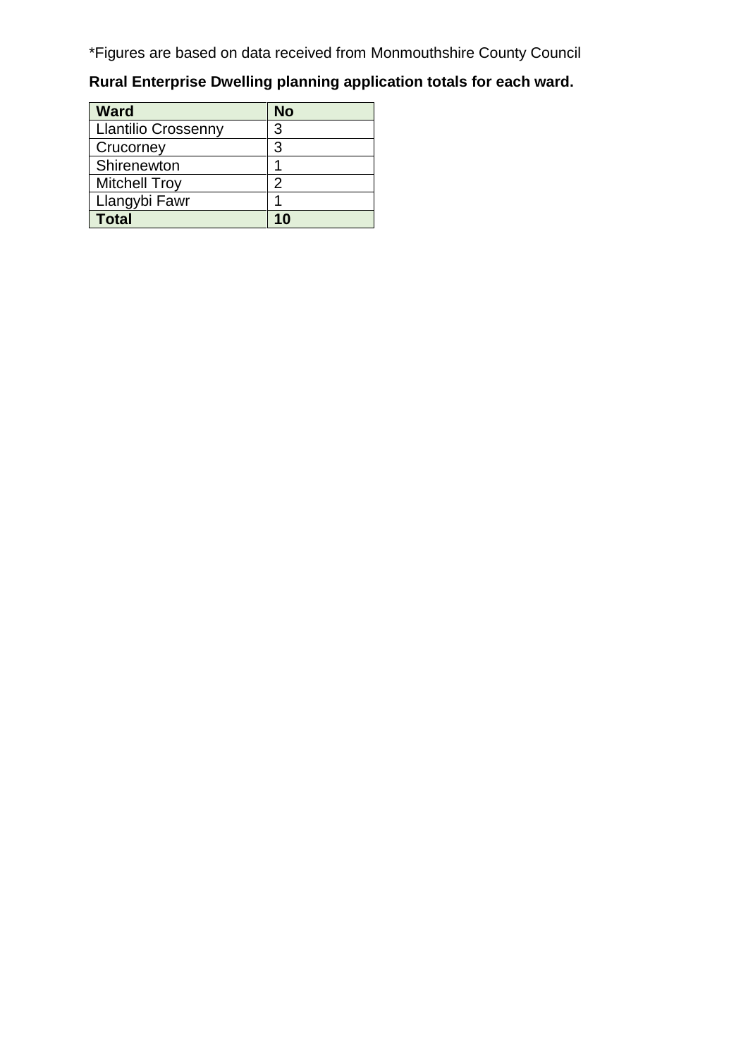*Figures are based on data received from Monmouthshire County Council

**Rural Enterprise Dwelling planning application totals for each ward.**

| Ward | No |
|---|---|
| Llantilio Crossenny | 3 |
| Crucorney | 3 |
| Shirenewton | 1 |
| Mitchell Troy | 2 |
| Llangybi Fawr | 1 |
| **Total** | **10** |